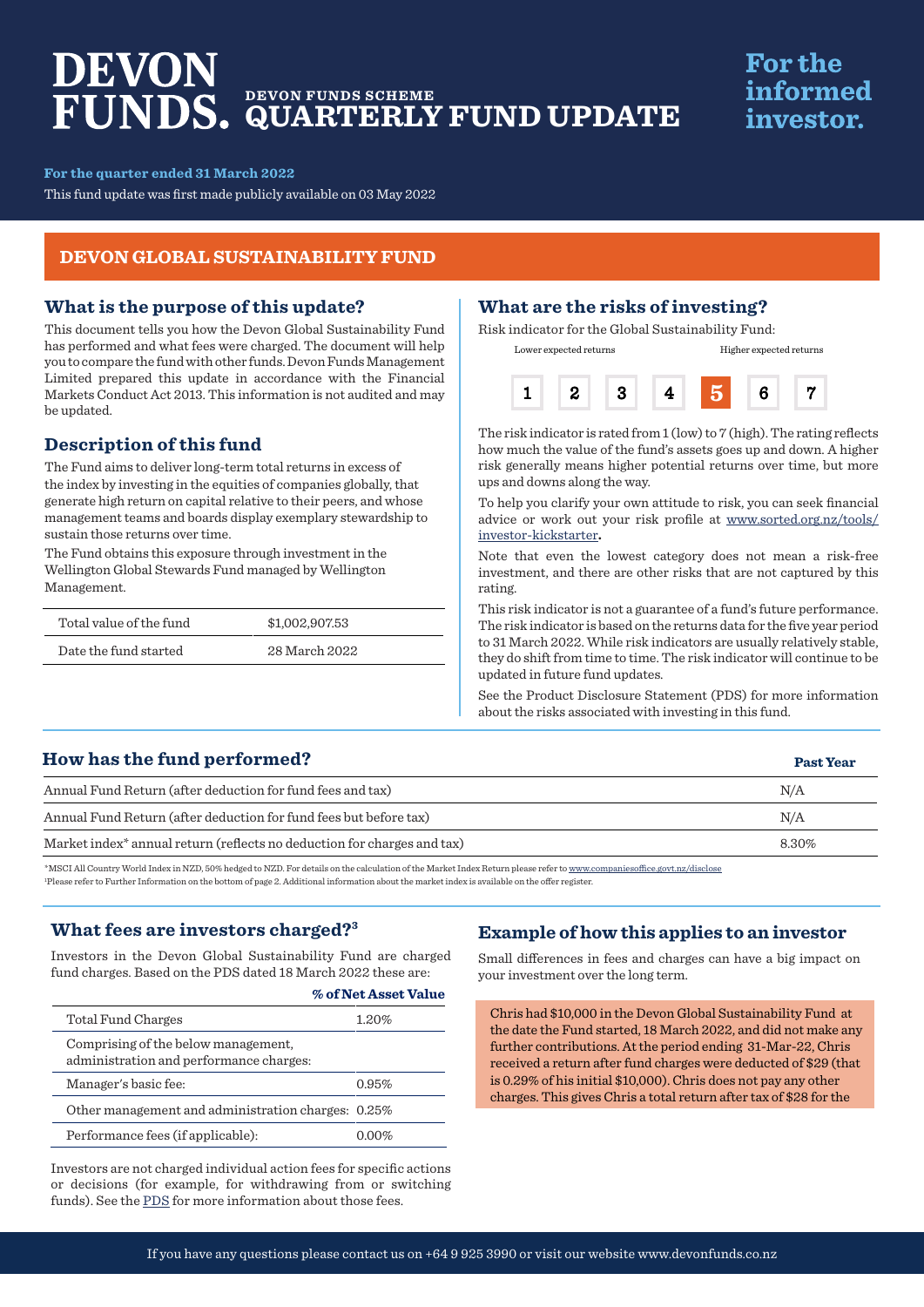# DEVON FUNDS. DEVON FUNDS SCHEME QUARTERLY FUND UPDATE

**For the informed investor.**

**For the quarter ended 31 March 2022**

This fund update was first made publicly available on 03 May 2022

## DEVON GLOBAL SUSTAINABILITY FUND

### What is the purpose of this update?

This document tells you how the Devon Global Sustainability Fund has performed and what fees were charged. The document will help you to compare the fund with other funds. Devon Funds Management Limited prepared this update in accordance with the Financial Markets Conduct Act 2013. This information is not audited and may be updated.

### Description of this fund

The Fund aims to deliver long-term total returns in excess of the index by investing in the equities of companies globally, that generate high return on capital relative to their peers, and whose management teams and boards display exemplary stewardship to sustain those returns over time.

The Fund obtains this exposure through investment in the Wellington Global Stewards Fund managed by Wellington Management.

| | |
|---|---|
| Total value of the fund | $1,002,907.53 |
| Date the fund started | 28 March 2022 |

### What are the risks of investing?

Risk indicator for the Global Sustainability Fund:

Lower expected returns — Higher expected returns

| 1 | 2 | 3 | 4 | **5** | 6 | 7 |
|---|---|---|---|---|---|---|

The risk indicator is rated from 1 (low) to 7 (high). The rating reflects how much the value of the fund's assets goes up and down. A higher risk generally means higher potential returns over time, but more ups and downs along the way.

To help you clarify your own attitude to risk, you can seek financial advice or work out your risk profile at www.sorted.org.nz/tools/investor-kickstarter**.**

Note that even the lowest category does not mean a risk-free investment, and there are other risks that are not captured by this rating.

This risk indicator is not a guarantee of a fund's future performance. The risk indicator is based on the returns data for the five year period to 31 March 2022. While risk indicators are usually relatively stable, they do shift from time to time. The risk indicator will continue to be updated in future fund updates.

See the Product Disclosure Statement (PDS) for more information about the risks associated with investing in this fund.

### How has the fund performed?

| | Past Year |
|---|---|
| Annual Fund Return (after deduction for fund fees and tax) | N/A |
| Annual Fund Return (after deduction for fund fees but before tax) | N/A |
| Market index* annual return (reflects no deduction for charges and tax) | 8.30% |

*MSCI All Country World Index in NZD, 50% hedged to NZD. For details on the calculation of the Market Index Return please refer to www.companiesoffice.govt.nz/disclose
[1]Please refer to Further Information on the bottom of page 2. Additional information about the market index is available on the offer register.

### What fees are investors charged?[3]

Investors in the Devon Global Sustainability Fund are charged fund charges. Based on the PDS dated 18 March 2022 these are:

| | % of Net Asset Value |
|---|---|
| Total Fund Charges | 1.20% |
| Comprising of the below management, administration and performance charges: | |
| Manager's basic fee: | 0.95% |
| Other management and administration charges: | 0.25% |
| Performance fees (if applicable): | 0.00% |

Investors are not charged individual action fees for specific actions or decisions (for example, for withdrawing from or switching funds). See the PDS for more information about those fees.

### Example of how this applies to an investor

Small differences in fees and charges can have a big impact on your investment over the long term.

Chris had $10,000 in the Devon Global Sustainability Fund at the date the Fund started, 18 March 2022, and did not make any further contributions. At the period ending 31-Mar-22, Chris received a return after fund charges were deducted of $29 (that is 0.29% of his initial $10,000). Chris does not pay any other charges. This gives Chris a total return after tax of $28 for the

If you have any questions please contact us on +64 9 925 3990 or visit our website www.devonfunds.co.nz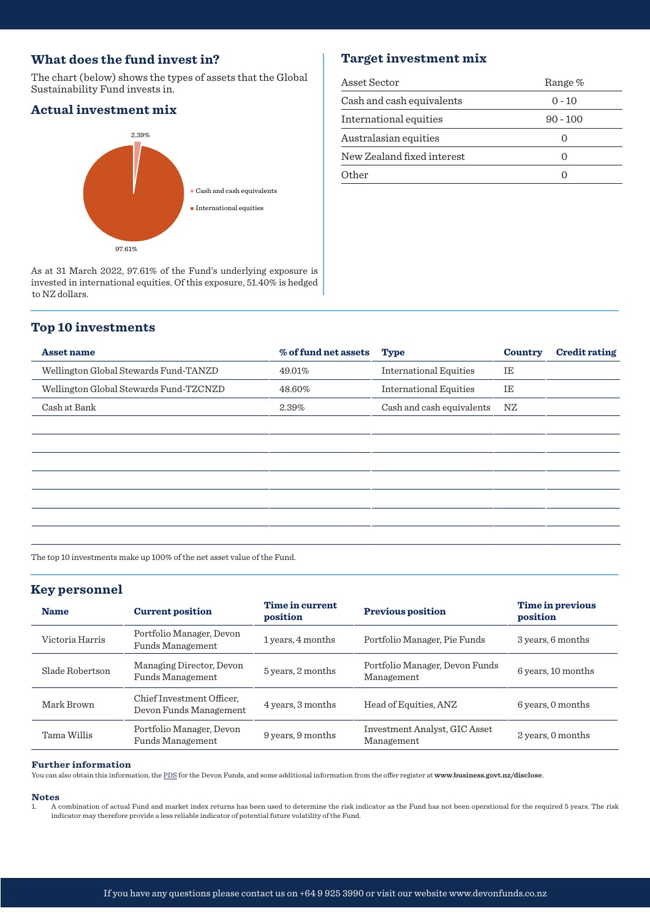## What does the fund invest in?

The chart (below) shows the types of assets that the Global Sustainability Fund invests in.

## Actual investment mix

2.39%

97.61%

Cash and cash equivalents

International equities

As at 31 March 2022, 97.61% of the Fund's underlying exposure is invested in international equities. Of this exposure, 51.40% is hedged to NZ dollars.

## Target investment mix

| Asset Sector | Range % |
|---|---|
| Cash and cash equivalents | 0 - 10 |
| International equities | 90 - 100 |
| Australasian equities | 0 |
| New Zealand fixed interest | 0 |
| Other | 0 |

## Top 10 investments

| Asset name | % of fund net assets | Type | Country | Credit rating |
|---|---|---|---|---|
| Wellington Global Stewards Fund-TANZD | 49.01% | International Equities | IE | |
| Wellington Global Stewards Fund-TZCNZD | 48.60% | International Equities | IE | |
| Cash at Bank | 2.39% | Cash and cash equivalents | NZ | |
| | | | | |
| | | | | |
| | | | | |
| | | | | |
| | | | | |
| | | | | |
| | | | | |

The top 10 investments make up 100% of the net asset value of the Fund.

## Key personnel

| Name | Current position | Time in current position | Previous position | Time in previous position |
|---|---|---|---|---|
| Victoria Harris | Portfolio Manager, Devon Funds Management | 1 years, 4 months | Portfolio Manager, Pie Funds | 3 years, 6 months |
| Slade Robertson | Managing Director, Devon Funds Management | 5 years, 2 months | Portfolio Manager, Devon Funds Management | 6 years, 10 months |
| Mark Brown | Chief Investment Officer, Devon Funds Management | 4 years, 3 months | Head of Equities, ANZ | 6 years, 0 months |
| Tama Willis | Portfolio Manager, Devon Funds Management | 9 years, 9 months | Investment Analyst, GIC Asset Management | 2 years, 0 months |

**Further information**

You can also obtain this information, the PDS for the Devon Funds, and some additional information from the offer register at **www.business.govt.nz/disclose**.

**Notes**

1. A combination of actual Fund and market index returns has been used to determine the risk indicator as the Fund has not been operational for the required 5 years. The risk indicator may therefore provide a less reliable indicator of potential future volatility of the Fund.

If you have any questions please contact us on +64 9 925 3990 or visit our website www.devonfunds.co.nz